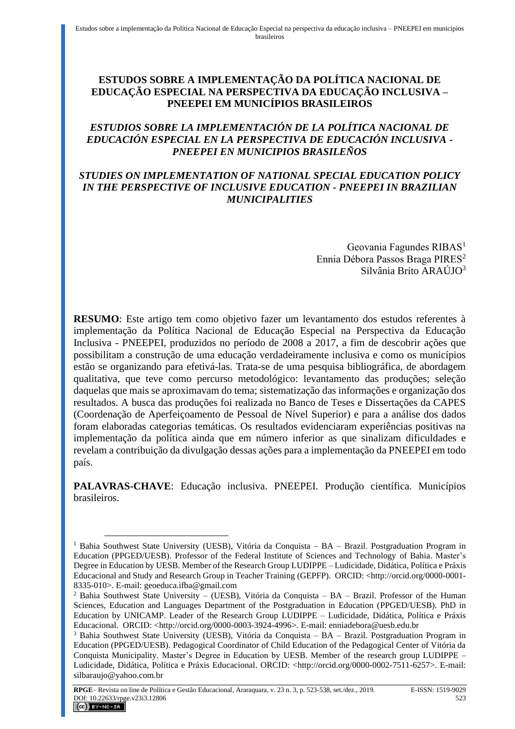# ESTUDOS SOBRE A IMPLEMENTAÇÃO DA POLÍTICA NACIONAL DE EDUCAÇÃO ESPECIAL NA PERSPECTIVA DA EDUCAÇÃO INCLUSIVA – PNEEPEI EM MUNICÍPIOS BRASILEIROS

## *ESTUDIOS SOBRE LA IMPLEMENTACIÓN DE LA POLÍTICA NACIONAL DE EDUCACIÓN ESPECIAL EN LA PERSPECTIVA DE EDUCACIÓN INCLUSIVA - PNEEPEI EN MUNICIPIOS BRASILEÑOS*

## *STUDIES ON IMPLEMENTATION OF NATIONAL SPECIAL EDUCATION POLICY IN THE PERSPECTIVE OF INCLUSIVE EDUCATION - PNEEPEI IN BRAZILIAN MUNICIPALITIES*

Geovania Fagundes RIBAS[1]
Ennia Débora Passos Braga PIRES[2]
Silvânia Brito ARAÚJO[3]

**RESUMO**: Este artigo tem como objetivo fazer um levantamento dos estudos referentes à implementação da Política Nacional de Educação Especial na Perspectiva da Educação Inclusiva - PNEEPEI, produzidos no período de 2008 a 2017, a fim de descobrir ações que possibilitam a construção de uma educação verdadeiramente inclusiva e como os municípios estão se organizando para efetivá-las. Trata-se de uma pesquisa bibliográfica, de abordagem qualitativa, que teve como percurso metodológico: levantamento das produções; seleção daquelas que mais se aproximavam do tema; sistematização das informações e organização dos resultados. A busca das produções foi realizada no Banco de Teses e Dissertações da CAPES (Coordenação de Aperfeiçoamento de Pessoal de Nível Superior) e para a análise dos dados foram elaboradas categorias temáticas. Os resultados evidenciaram experiências positivas na implementação da política ainda que em número inferior as que sinalizam dificuldades e revelam a contribuição da divulgação dessas ações para a implementação da PNEEPEI em todo país.

**PALAVRAS-CHAVE**: Educação inclusiva. PNEEPEI. Produção científica. Municípios brasileiros.

---

[1] Bahia Southwest State University (UESB), Vitória da Conquista – BA – Brazil. Postgraduation Program in Education (PPGED/UESB). Professor of the Federal Institute of Sciences and Technology of Bahia. Master's Degree in Education by UESB. Member of the Research Group LUDIPPE – Ludicidade, Didática, Política e Práxis Educacional and Study and Research Group in Teacher Training (GEPFP). ORCID: <http://orcid.org/0000-0001-8335-010>. E-mail: geoeduca.ifba@gmail.com

[2] Bahia Southwest State University – (UESB), Vitória da Conquista – BA – Brazil. Professor of the Human Sciences, Education and Languages Department of the Postgraduation in Education (PPGED/UESB). PhD in Education by UNICAMP. Leader of the Research Group LUDIPPE – Ludicidade, Didática, Política e Práxis Educacional. ORCID: <http://orcid.org/0000-0003-3924-4996>. E-mail: enniadebora@uesb.edu.br

[3] Bahia Southwest State University (UESB), Vitória da Conquista – BA – Brazil. Postgraduation Program in Education (PPGED/UESB). Pedagogical Coordinator of Child Education of the Pedagogical Center of Vitória da Conquista Municipality. Master's Degree in Education by UESB. Member of the research group LUDIPPE – Ludicidade, Didática, Política e Práxis Educacional. ORCID: <http://orcid.org/0000-0002-7511-6257>. E-mail: silbaraujo@yahoo.com.br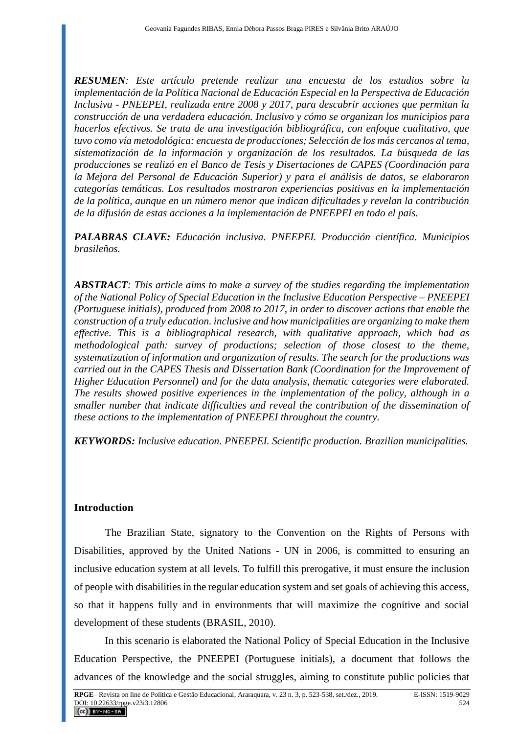***RESUMEN**: Este artículo pretende realizar una encuesta de los estudios sobre la implementación de la Política Nacional de Educación Especial en la Perspectiva de Educación Inclusiva - PNEEPEI, realizada entre 2008 y 2017, para descubrir acciones que permitan la construcción de una verdadera educación. Inclusivo y cómo se organizan los municipios para hacerlos efectivos. Se trata de una investigación bibliográfica, con enfoque cualitativo, que tuvo como vía metodológica: encuesta de producciones; Selección de los más cercanos al tema, sistematización de la información y organización de los resultados. La búsqueda de las producciones se realizó en el Banco de Tesis y Disertaciones de CAPES (Coordinación para la Mejora del Personal de Educación Superior) y para el análisis de datos, se elaboraron categorías temáticas. Los resultados mostraron experiencias positivas en la implementación de la política, aunque en un número menor que indican dificultades y revelan la contribución de la difusión de estas acciones a la implementación de PNEEPEI en todo el país.*

***PALABRAS CLAVE:** Educación inclusiva. PNEEPEI. Producción científica. Municipios brasileños.*

***ABSTRACT**: This article aims to make a survey of the studies regarding the implementation of the National Policy of Special Education in the Inclusive Education Perspective – PNEEPEI (Portuguese initials), produced from 2008 to 2017, in order to discover actions that enable the construction of a truly education. inclusive and how municipalities are organizing to make them effective. This is a bibliographical research, with qualitative approach, which had as methodological path: survey of productions; selection of those closest to the theme, systematization of information and organization of results. The search for the productions was carried out in the CAPES Thesis and Dissertation Bank (Coordination for the Improvement of Higher Education Personnel) and for the data analysis, thematic categories were elaborated. The results showed positive experiences in the implementation of the policy, although in a smaller number that indicate difficulties and reveal the contribution of the dissemination of these actions to the implementation of PNEEPEI throughout the country.*

***KEYWORDS:** Inclusive education. PNEEPEI. Scientific production. Brazilian municipalities.*

## Introduction

The Brazilian State, signatory to the Convention on the Rights of Persons with Disabilities, approved by the United Nations - UN in 2006, is committed to ensuring an inclusive education system at all levels. To fulfill this prerogative, it must ensure the inclusion of people with disabilities in the regular education system and set goals of achieving this access, so that it happens fully and in environments that will maximize the cognitive and social development of these students (BRASIL, 2010).

In this scenario is elaborated the National Policy of Special Education in the Inclusive Education Perspective, the PNEEPEI (Portuguese initials), a document that follows the advances of the knowledge and the social struggles, aiming to constitute public policies that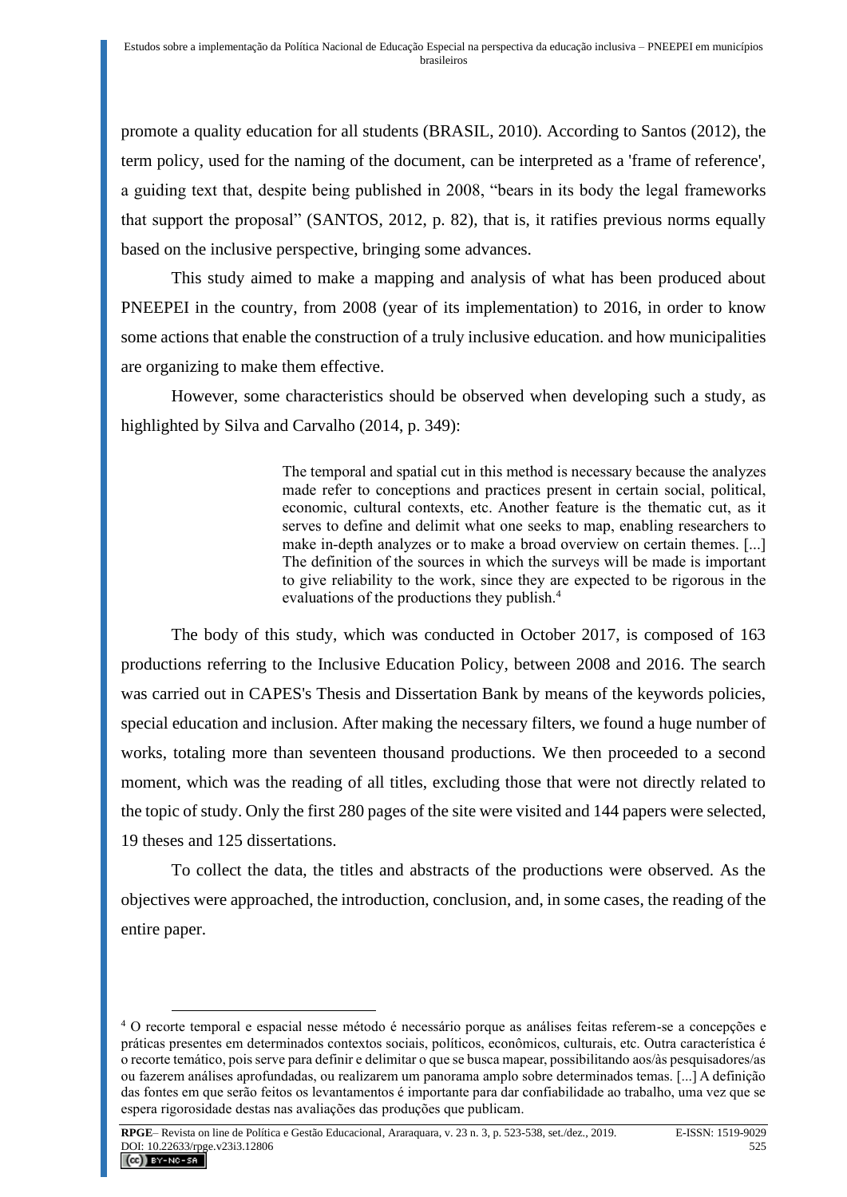promote a quality education for all students (BRASIL, 2010). According to Santos (2012), the term policy, used for the naming of the document, can be interpreted as a 'frame of reference', a guiding text that, despite being published in 2008, "bears in its body the legal frameworks that support the proposal" (SANTOS, 2012, p. 82), that is, it ratifies previous norms equally based on the inclusive perspective, bringing some advances.

This study aimed to make a mapping and analysis of what has been produced about PNEEPEI in the country, from 2008 (year of its implementation) to 2016, in order to know some actions that enable the construction of a truly inclusive education. and how municipalities are organizing to make them effective.

However, some characteristics should be observed when developing such a study, as highlighted by Silva and Carvalho (2014, p. 349):

> The temporal and spatial cut in this method is necessary because the analyzes made refer to conceptions and practices present in certain social, political, economic, cultural contexts, etc. Another feature is the thematic cut, as it serves to define and delimit what one seeks to map, enabling researchers to make in-depth analyzes or to make a broad overview on certain themes. [...] The definition of the sources in which the surveys will be made is important to give reliability to the work, since they are expected to be rigorous in the evaluations of the productions they publish.[4]

The body of this study, which was conducted in October 2017, is composed of 163 productions referring to the Inclusive Education Policy, between 2008 and 2016. The search was carried out in CAPES's Thesis and Dissertation Bank by means of the keywords policies, special education and inclusion. After making the necessary filters, we found a huge number of works, totaling more than seventeen thousand productions. We then proceeded to a second moment, which was the reading of all titles, excluding those that were not directly related to the topic of study. Only the first 280 pages of the site were visited and 144 papers were selected, 19 theses and 125 dissertations.

To collect the data, the titles and abstracts of the productions were observed. As the objectives were approached, the introduction, conclusion, and, in some cases, the reading of the entire paper.

---

[4] O recorte temporal e espacial nesse método é necessário porque as análises feitas referem-se a concepções e práticas presentes em determinados contextos sociais, políticos, econômicos, culturais, etc. Outra característica é o recorte temático, pois serve para definir e delimitar o que se busca mapear, possibilitando aos/às pesquisadores/as ou fazerem análises aprofundadas, ou realizarem um panorama amplo sobre determinados temas. [...] A definição das fontes em que serão feitos os levantamentos é importante para dar confiabilidade ao trabalho, uma vez que se espera rigorosidade destas nas avaliações das produções que publicam.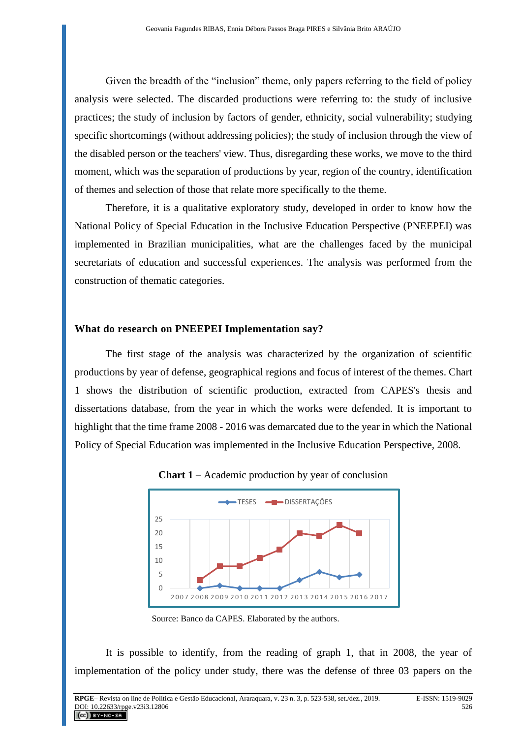Given the breadth of the “inclusion” theme, only papers referring to the field of policy analysis were selected. The discarded productions were referring to: the study of inclusive practices; the study of inclusion by factors of gender, ethnicity, social vulnerability; studying specific shortcomings (without addressing policies); the study of inclusion through the view of the disabled person or the teachers' view. Thus, disregarding these works, we move to the third moment, which was the separation of productions by year, region of the country, identification of themes and selection of those that relate more specifically to the theme.

Therefore, it is a qualitative exploratory study, developed in order to know how the National Policy of Special Education in the Inclusive Education Perspective (PNEEPEI) was implemented in Brazilian municipalities, what are the challenges faced by the municipal secretariats of education and successful experiences. The analysis was performed from the construction of thematic categories.

## What do research on PNEEPEI Implementation say?

The first stage of the analysis was characterized by the organization of scientific productions by year of defense, geographical regions and focus of interest of the themes. Chart 1 shows the distribution of scientific production, extracted from CAPES's thesis and dissertations database, from the year in which the works were defended. It is important to highlight that the time frame 2008 - 2016 was demarcated due to the year in which the National Policy of Special Education was implemented in the Inclusive Education Perspective, 2008.

**Chart 1** – Academic production by year of conclusion

Source: Banco da CAPES. Elaborated by the authors.

It is possible to identify, from the reading of graph 1, that in 2008, the year of implementation of the policy under study, there was the defense of three 03 papers on the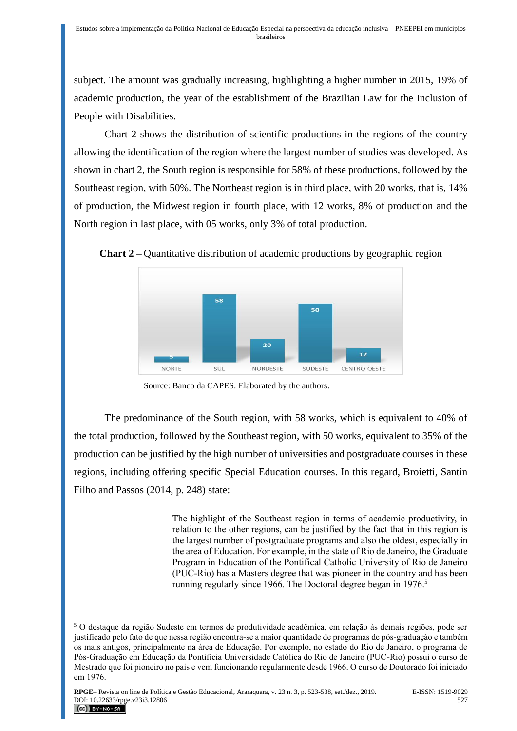subject. The amount was gradually increasing, highlighting a higher number in 2015, 19% of academic production, the year of the establishment of the Brazilian Law for the Inclusion of People with Disabilities.

Chart 2 shows the distribution of scientific productions in the regions of the country allowing the identification of the region where the largest number of studies was developed. As shown in chart 2, the South region is responsible for 58% of these productions, followed by the Southeast region, with 50%. The Northeast region is in third place, with 20 works, that is, 14% of production, the Midwest region in fourth place, with 12 works, 8% of production and the North region in last place, with 05 works, only 3% of total production.

**Chart 2 –** Quantitative distribution of academic productions by geographic region

| NORTE | SUL | NORDESTE | SUDESTE | CENTRO-OESTE |
|---|---|---|---|---|
| 5 | 58 | 20 | 50 | 12 |

Source: Banco da CAPES. Elaborated by the authors.

The predominance of the South region, with 58 works, which is equivalent to 40% of the total production, followed by the Southeast region, with 50 works, equivalent to 35% of the production can be justified by the high number of universities and postgraduate courses in these regions, including offering specific Special Education courses. In this regard, Broietti, Santin Filho and Passos (2014, p. 248) state:

> The highlight of the Southeast region in terms of academic productivity, in relation to the other regions, can be justified by the fact that in this region is the largest number of postgraduate programs and also the oldest, especially in the area of Education. For example, in the state of Rio de Janeiro, the Graduate Program in Education of the Pontifical Catholic University of Rio de Janeiro (PUC-Rio) has a Masters degree that was pioneer in the country and has been running regularly since 1966. The Doctoral degree began in 1976.[5]

[5] O destaque da região Sudeste em termos de produtividade acadêmica, em relação às demais regiões, pode ser justificado pelo fato de que nessa região encontra-se a maior quantidade de programas de pós-graduação e também os mais antigos, principalmente na área de Educação. Por exemplo, no estado do Rio de Janeiro, o programa de Pós-Graduação em Educação da Pontifícia Universidade Católica do Rio de Janeiro (PUC-Rio) possui o curso de Mestrado que foi pioneiro no país e vem funcionando regularmente desde 1966. O curso de Doutorado foi iniciado em 1976.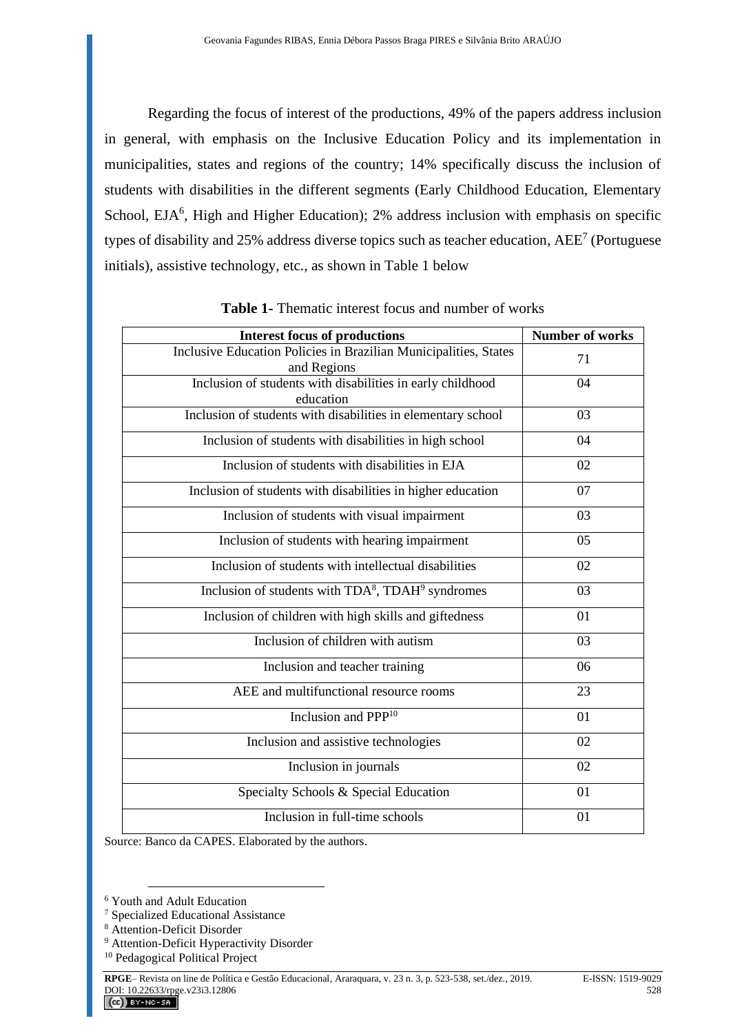Regarding the focus of interest of the productions, 49% of the papers address inclusion in general, with emphasis on the Inclusive Education Policy and its implementation in municipalities, states and regions of the country; 14% specifically discuss the inclusion of students with disabilities in the different segments (Early Childhood Education, Elementary School, EJA[6], High and Higher Education); 2% address inclusion with emphasis on specific types of disability and 25% address diverse topics such as teacher education, AEE[7] (Portuguese initials), assistive technology, etc., as shown in Table 1 below

**Table 1-** Thematic interest focus and number of works

| Interest focus of productions | Number of works |
|---|---|
| Inclusive Education Policies in Brazilian Municipalities, States and Regions | 71 |
| Inclusion of students with disabilities in early childhood education | 04 |
| Inclusion of students with disabilities in elementary school | 03 |
| Inclusion of students with disabilities in high school | 04 |
| Inclusion of students with disabilities in EJA | 02 |
| Inclusion of students with disabilities in higher education | 07 |
| Inclusion of students with visual impairment | 03 |
| Inclusion of students with hearing impairment | 05 |
| Inclusion of students with intellectual disabilities | 02 |
| Inclusion of students with TDA[8], TDAH[9] syndromes | 03 |
| Inclusion of children with high skills and giftedness | 01 |
| Inclusion of children with autism | 03 |
| Inclusion and teacher training | 06 |
| AEE and multifunctional resource rooms | 23 |
| Inclusion and PPP[10] | 01 |
| Inclusion and assistive technologies | 02 |
| Inclusion in journals | 02 |
| Specialty Schools & Special Education | 01 |
| Inclusion in full-time schools | 01 |

Source: Banco da CAPES. Elaborated by the authors.

[6] Youth and Adult Education
[7] Specialized Educational Assistance
[8] Attention-Deficit Disorder
[9] Attention-Deficit Hyperactivity Disorder
[10] Pedagogical Political Project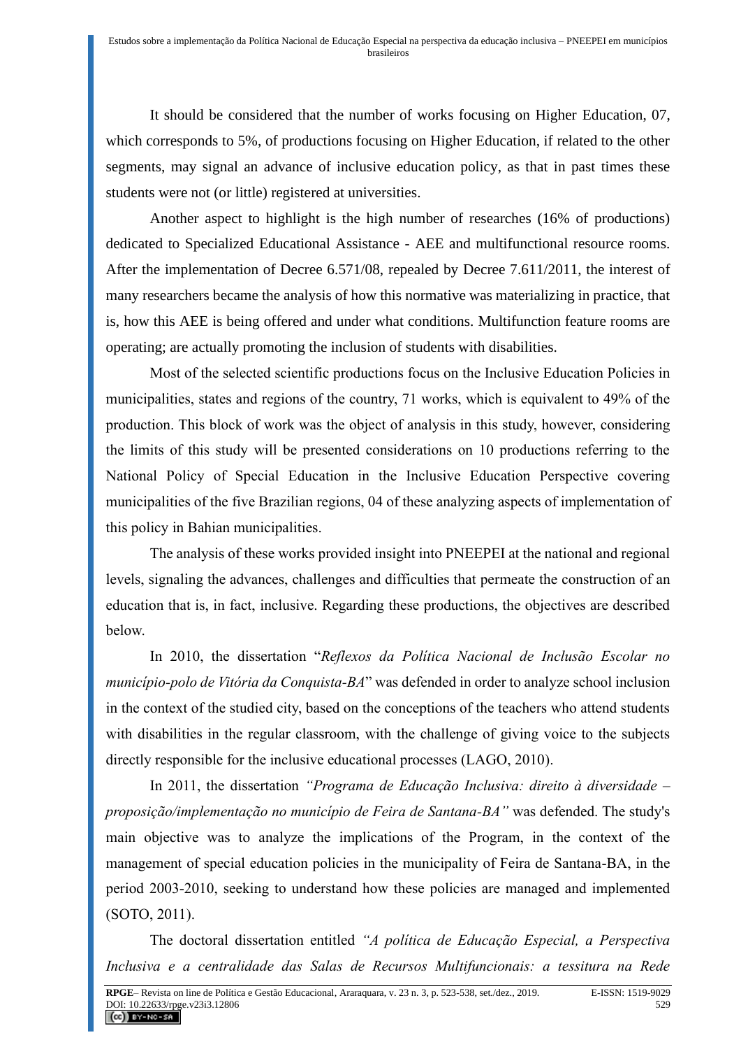It should be considered that the number of works focusing on Higher Education, 07, which corresponds to 5%, of productions focusing on Higher Education, if related to the other segments, may signal an advance of inclusive education policy, as that in past times these students were not (or little) registered at universities.

Another aspect to highlight is the high number of researches (16% of productions) dedicated to Specialized Educational Assistance - AEE and multifunctional resource rooms. After the implementation of Decree 6.571/08, repealed by Decree 7.611/2011, the interest of many researchers became the analysis of how this normative was materializing in practice, that is, how this AEE is being offered and under what conditions. Multifunction feature rooms are operating; are actually promoting the inclusion of students with disabilities.

Most of the selected scientific productions focus on the Inclusive Education Policies in municipalities, states and regions of the country, 71 works, which is equivalent to 49% of the production. This block of work was the object of analysis in this study, however, considering the limits of this study will be presented considerations on 10 productions referring to the National Policy of Special Education in the Inclusive Education Perspective covering municipalities of the five Brazilian regions, 04 of these analyzing aspects of implementation of this policy in Bahian municipalities.

The analysis of these works provided insight into PNEEPEI at the national and regional levels, signaling the advances, challenges and difficulties that permeate the construction of an education that is, in fact, inclusive. Regarding these productions, the objectives are described below.

In 2010, the dissertation "*Reflexos da Política Nacional de Inclusão Escolar no município-polo de Vitória da Conquista-BA*" was defended in order to analyze school inclusion in the context of the studied city, based on the conceptions of the teachers who attend students with disabilities in the regular classroom, with the challenge of giving voice to the subjects directly responsible for the inclusive educational processes (LAGO, 2010).

In 2011, the dissertation *"Programa de Educação Inclusiva: direito à diversidade – proposição/implementação no município de Feira de Santana-BA"* was defended. The study's main objective was to analyze the implications of the Program, in the context of the management of special education policies in the municipality of Feira de Santana-BA, in the period 2003-2010, seeking to understand how these policies are managed and implemented (SOTO, 2011).

The doctoral dissertation entitled *"A política de Educação Especial, a Perspectiva Inclusiva e a centralidade das Salas de Recursos Multifuncionais: a tessitura na Rede*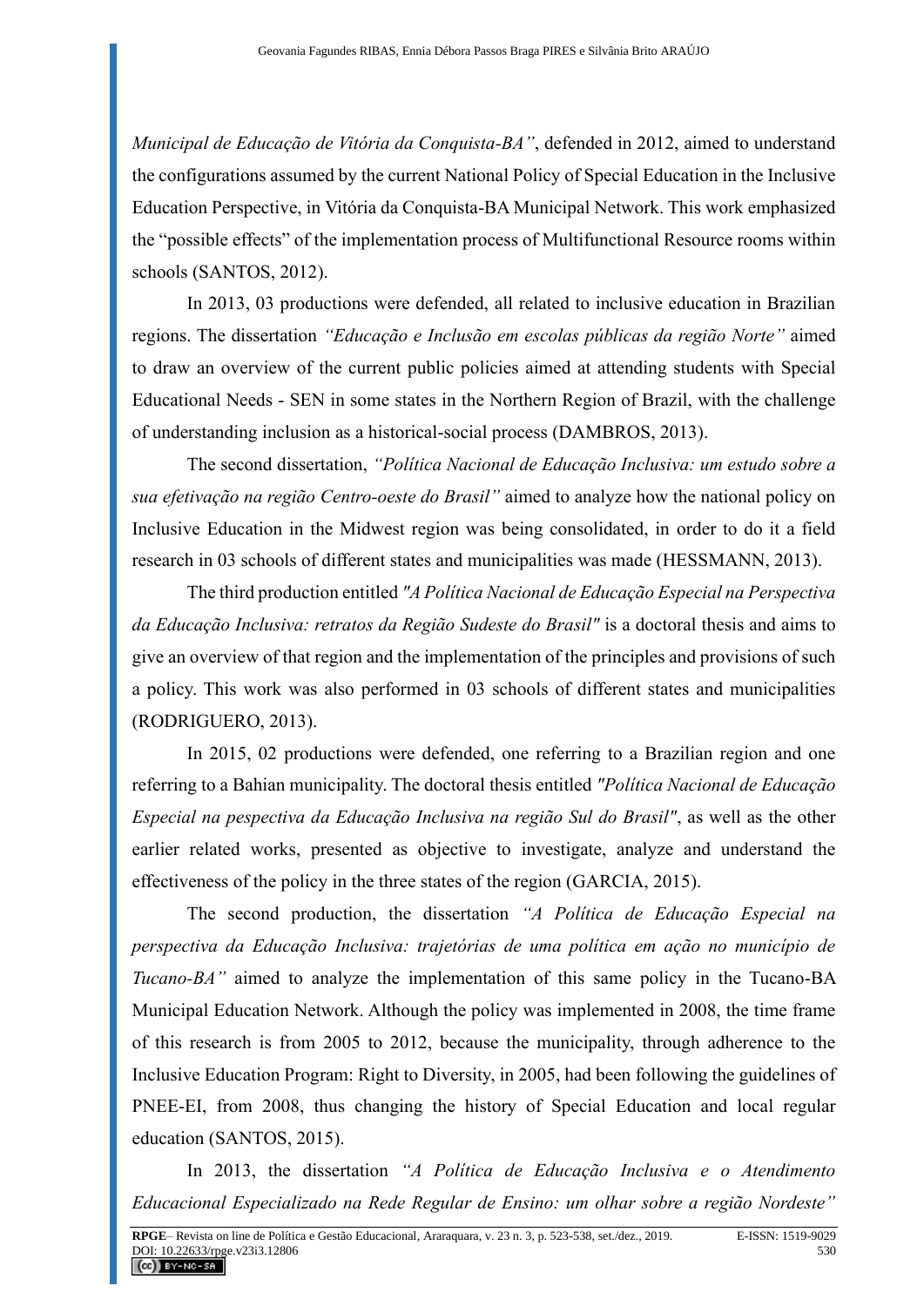*Municipal de Educação de Vitória da Conquista-BA"*, defended in 2012, aimed to understand the configurations assumed by the current National Policy of Special Education in the Inclusive Education Perspective, in Vitória da Conquista-BA Municipal Network. This work emphasized the "possible effects" of the implementation process of Multifunctional Resource rooms within schools (SANTOS, 2012).

In 2013, 03 productions were defended, all related to inclusive education in Brazilian regions. The dissertation *"Educação e Inclusão em escolas públicas da região Norte"* aimed to draw an overview of the current public policies aimed at attending students with Special Educational Needs - SEN in some states in the Northern Region of Brazil, with the challenge of understanding inclusion as a historical-social process (DAMBROS, 2013).

The second dissertation, *"Política Nacional de Educação Inclusiva: um estudo sobre a sua efetivação na região Centro-oeste do Brasil"* aimed to analyze how the national policy on Inclusive Education in the Midwest region was being consolidated, in order to do it a field research in 03 schools of different states and municipalities was made (HESSMANN, 2013).

The third production entitled *"A Política Nacional de Educação Especial na Perspectiva da Educação Inclusiva: retratos da Região Sudeste do Brasil"* is a doctoral thesis and aims to give an overview of that region and the implementation of the principles and provisions of such a policy. This work was also performed in 03 schools of different states and municipalities (RODRIGUERO, 2013).

In 2015, 02 productions were defended, one referring to a Brazilian region and one referring to a Bahian municipality. The doctoral thesis entitled *"Política Nacional de Educação Especial na pespectiva da Educação Inclusiva na região Sul do Brasil"*, as well as the other earlier related works, presented as objective to investigate, analyze and understand the effectiveness of the policy in the three states of the region (GARCIA, 2015).

The second production, the dissertation *"A Política de Educação Especial na perspectiva da Educação Inclusiva: trajetórias de uma política em ação no município de Tucano-BA"* aimed to analyze the implementation of this same policy in the Tucano-BA Municipal Education Network. Although the policy was implemented in 2008, the time frame of this research is from 2005 to 2012, because the municipality, through adherence to the Inclusive Education Program: Right to Diversity, in 2005, had been following the guidelines of PNEE-EI, from 2008, thus changing the history of Special Education and local regular education (SANTOS, 2015).

In 2013, the dissertation *"A Política de Educação Inclusiva e o Atendimento Educacional Especializado na Rede Regular de Ensino: um olhar sobre a região Nordeste"*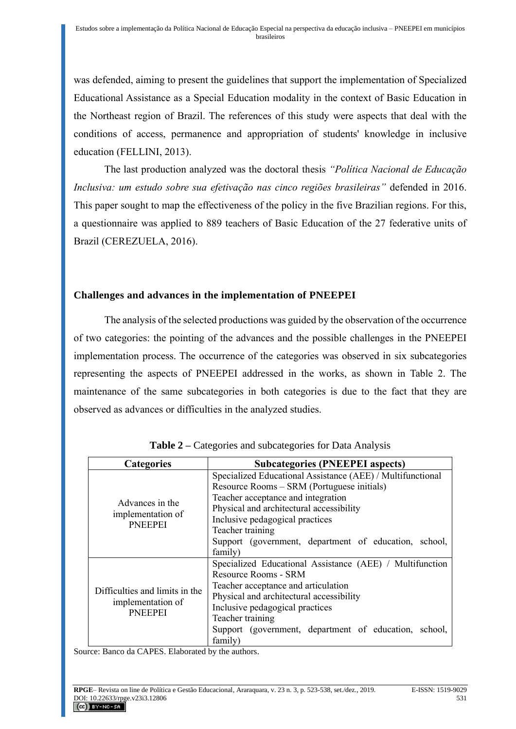was defended, aiming to present the guidelines that support the implementation of Specialized Educational Assistance as a Special Education modality in the context of Basic Education in the Northeast region of Brazil. The references of this study were aspects that deal with the conditions of access, permanence and appropriation of students' knowledge in inclusive education (FELLINI, 2013).

The last production analyzed was the doctoral thesis *"Política Nacional de Educação Inclusiva: um estudo sobre sua efetivação nas cinco regiões brasileiras"* defended in 2016. This paper sought to map the effectiveness of the policy in the five Brazilian regions. For this, a questionnaire was applied to 889 teachers of Basic Education of the 27 federative units of Brazil (CEREZUELA, 2016).

## Challenges and advances in the implementation of PNEEPEI

The analysis of the selected productions was guided by the observation of the occurrence of two categories: the pointing of the advances and the possible challenges in the PNEEPEI implementation process. The occurrence of the categories was observed in six subcategories representing the aspects of PNEEPEI addressed in the works, as shown in Table 2. The maintenance of the same subcategories in both categories is due to the fact that they are observed as advances or difficulties in the analyzed studies.

**Table 2 –** Categories and subcategories for Data Analysis

| Categories | Subcategories (PNEEPEI aspects) |
|---|---|
| Advances in the implementation of PNEEPEI | Specialized Educational Assistance (AEE) / Multifunctional Resource Rooms – SRM (Portuguese initials)<br>Teacher acceptance and integration<br>Physical and architectural accessibility<br>Inclusive pedagogical practices<br>Teacher training<br>Support (government, department of education, school, family) |
| Difficulties and limits in the implementation of PNEEPEI | Specialized Educational Assistance (AEE) / Multifunction Resource Rooms - SRM<br>Teacher acceptance and articulation<br>Physical and architectural accessibility<br>Inclusive pedagogical practices<br>Teacher training<br>Support (government, department of education, school, family) |

Source: Banco da CAPES. Elaborated by the authors.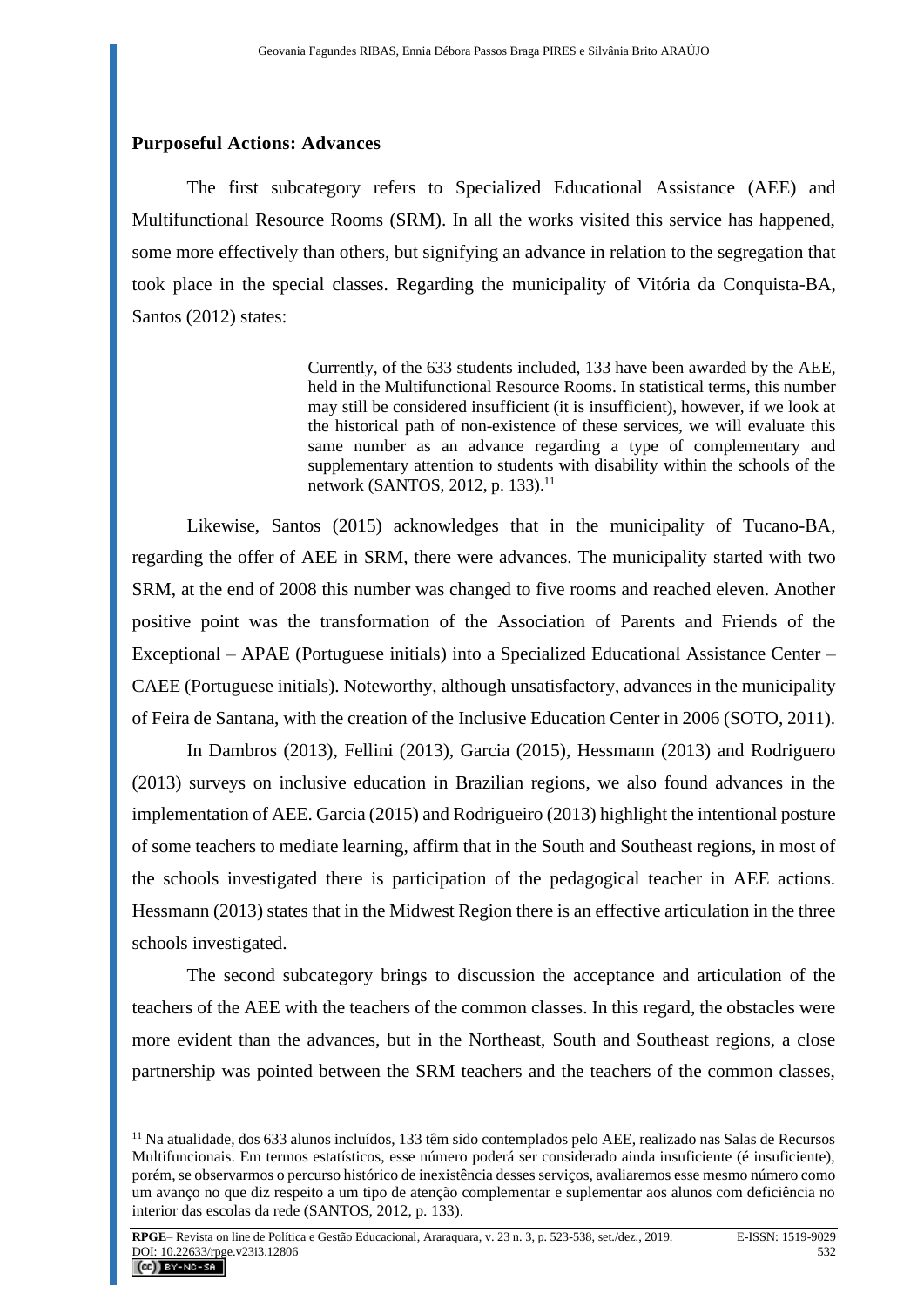### Purposeful Actions: Advances

The first subcategory refers to Specialized Educational Assistance (AEE) and Multifunctional Resource Rooms (SRM). In all the works visited this service has happened, some more effectively than others, but signifying an advance in relation to the segregation that took place in the special classes. Regarding the municipality of Vitória da Conquista-BA, Santos (2012) states:

> Currently, of the 633 students included, 133 have been awarded by the AEE, held in the Multifunctional Resource Rooms. In statistical terms, this number may still be considered insufficient (it is insufficient), however, if we look at the historical path of non-existence of these services, we will evaluate this same number as an advance regarding a type of complementary and supplementary attention to students with disability within the schools of the network (SANTOS, 2012, p. 133).[11]

Likewise, Santos (2015) acknowledges that in the municipality of Tucano-BA, regarding the offer of AEE in SRM, there were advances. The municipality started with two SRM, at the end of 2008 this number was changed to five rooms and reached eleven. Another positive point was the transformation of the Association of Parents and Friends of the Exceptional – APAE (Portuguese initials) into a Specialized Educational Assistance Center – CAEE (Portuguese initials). Noteworthy, although unsatisfactory, advances in the municipality of Feira de Santana, with the creation of the Inclusive Education Center in 2006 (SOTO, 2011).

In Dambros (2013), Fellini (2013), Garcia (2015), Hessmann (2013) and Rodriguero (2013) surveys on inclusive education in Brazilian regions, we also found advances in the implementation of AEE. Garcia (2015) and Rodrigueiro (2013) highlight the intentional posture of some teachers to mediate learning, affirm that in the South and Southeast regions, in most of the schools investigated there is participation of the pedagogical teacher in AEE actions. Hessmann (2013) states that in the Midwest Region there is an effective articulation in the three schools investigated.

The second subcategory brings to discussion the acceptance and articulation of the teachers of the AEE with the teachers of the common classes. In this regard, the obstacles were more evident than the advances, but in the Northeast, South and Southeast regions, a close partnership was pointed between the SRM teachers and the teachers of the common classes,

---

[11] Na atualidade, dos 633 alunos incluídos, 133 têm sido contemplados pelo AEE, realizado nas Salas de Recursos Multifuncionais. Em termos estatísticos, esse número poderá ser considerado ainda insuficiente (é insuficiente), porém, se observarmos o percurso histórico de inexistência desses serviços, avaliaremos esse mesmo número como um avanço no que diz respeito a um tipo de atenção complementar e suplementar aos alunos com deficiência no interior das escolas da rede (SANTOS, 2012, p. 133).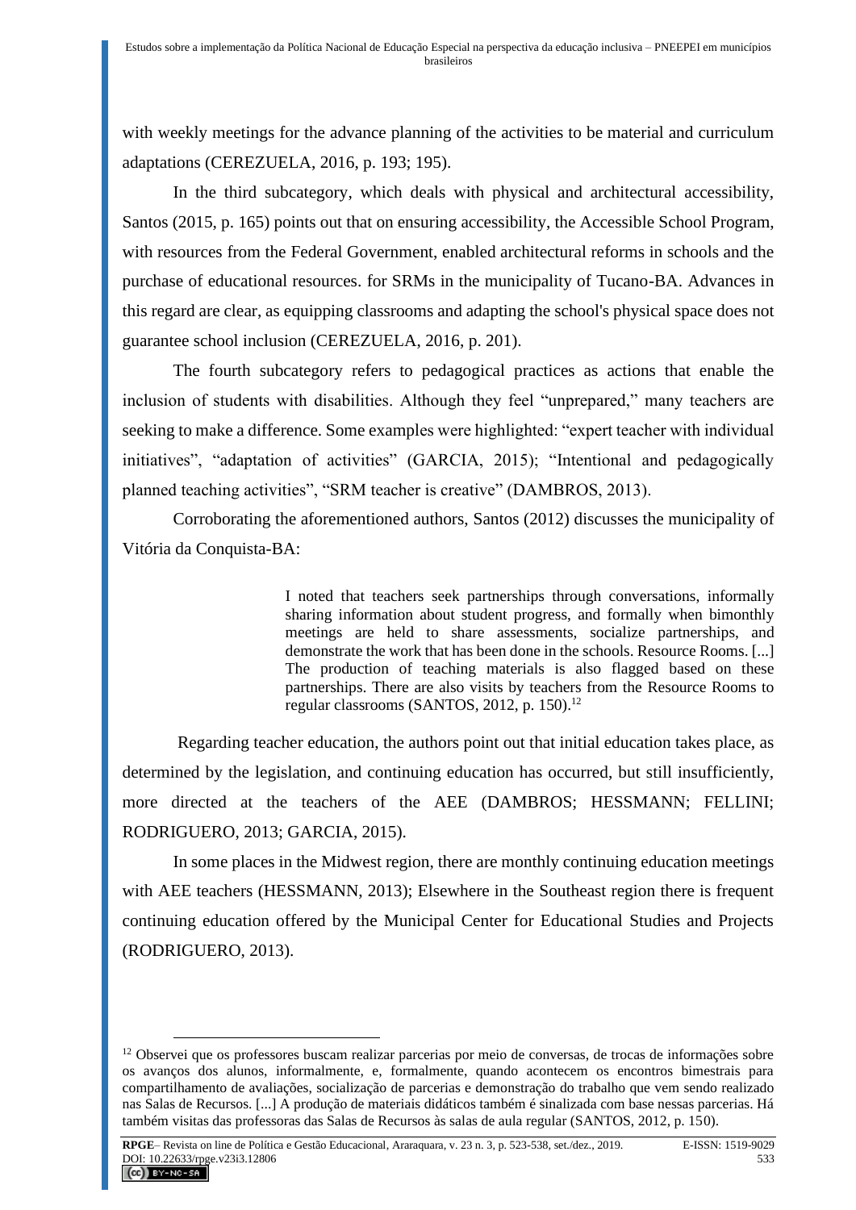with weekly meetings for the advance planning of the activities to be material and curriculum adaptations (CEREZUELA, 2016, p. 193; 195).

In the third subcategory, which deals with physical and architectural accessibility, Santos (2015, p. 165) points out that on ensuring accessibility, the Accessible School Program, with resources from the Federal Government, enabled architectural reforms in schools and the purchase of educational resources. for SRMs in the municipality of Tucano-BA. Advances in this regard are clear, as equipping classrooms and adapting the school's physical space does not guarantee school inclusion (CEREZUELA, 2016, p. 201).

The fourth subcategory refers to pedagogical practices as actions that enable the inclusion of students with disabilities. Although they feel "unprepared," many teachers are seeking to make a difference. Some examples were highlighted: "expert teacher with individual initiatives", "adaptation of activities" (GARCIA, 2015); "Intentional and pedagogically planned teaching activities", "SRM teacher is creative" (DAMBROS, 2013).

Corroborating the aforementioned authors, Santos (2012) discusses the municipality of Vitória da Conquista-BA:

> I noted that teachers seek partnerships through conversations, informally sharing information about student progress, and formally when bimonthly meetings are held to share assessments, socialize partnerships, and demonstrate the work that has been done in the schools. Resource Rooms. [...] The production of teaching materials is also flagged based on these partnerships. There are also visits by teachers from the Resource Rooms to regular classrooms (SANTOS, 2012, p. 150).[12]

Regarding teacher education, the authors point out that initial education takes place, as determined by the legislation, and continuing education has occurred, but still insufficiently, more directed at the teachers of the AEE (DAMBROS; HESSMANN; FELLINI; RODRIGUERO, 2013; GARCIA, 2015).

In some places in the Midwest region, there are monthly continuing education meetings with AEE teachers (HESSMANN, 2013); Elsewhere in the Southeast region there is frequent continuing education offered by the Municipal Center for Educational Studies and Projects (RODRIGUERO, 2013).

[12] Observei que os professores buscam realizar parcerias por meio de conversas, de trocas de informações sobre os avanços dos alunos, informalmente, e, formalmente, quando acontecem os encontros bimestrais para compartilhamento de avaliações, socialização de parcerias e demonstração do trabalho que vem sendo realizado nas Salas de Recursos. [...] A produção de materiais didáticos também é sinalizada com base nessas parcerias. Há também visitas das professoras das Salas de Recursos às salas de aula regular (SANTOS, 2012, p. 150).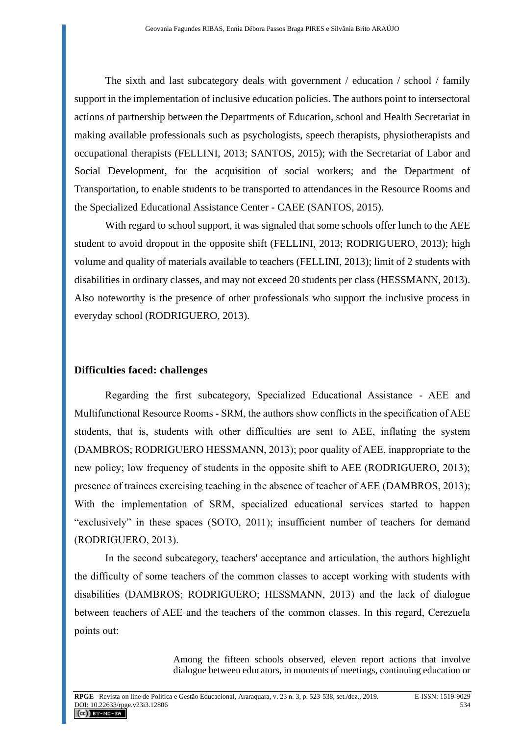The sixth and last subcategory deals with government / education / school / family support in the implementation of inclusive education policies. The authors point to intersectoral actions of partnership between the Departments of Education, school and Health Secretariat in making available professionals such as psychologists, speech therapists, physiotherapists and occupational therapists (FELLINI, 2013; SANTOS, 2015); with the Secretariat of Labor and Social Development, for the acquisition of social workers; and the Department of Transportation, to enable students to be transported to attendances in the Resource Rooms and the Specialized Educational Assistance Center - CAEE (SANTOS, 2015).

With regard to school support, it was signaled that some schools offer lunch to the AEE student to avoid dropout in the opposite shift (FELLINI, 2013; RODRIGUERO, 2013); high volume and quality of materials available to teachers (FELLINI, 2013); limit of 2 students with disabilities in ordinary classes, and may not exceed 20 students per class (HESSMANN, 2013). Also noteworthy is the presence of other professionals who support the inclusive process in everyday school (RODRIGUERO, 2013).

## Difficulties faced: challenges

Regarding the first subcategory, Specialized Educational Assistance - AEE and Multifunctional Resource Rooms - SRM, the authors show conflicts in the specification of AEE students, that is, students with other difficulties are sent to AEE, inflating the system (DAMBROS; RODRIGUERO HESSMANN, 2013); poor quality of AEE, inappropriate to the new policy; low frequency of students in the opposite shift to AEE (RODRIGUERO, 2013); presence of trainees exercising teaching in the absence of teacher of AEE (DAMBROS, 2013); With the implementation of SRM, specialized educational services started to happen "exclusively" in these spaces (SOTO, 2011); insufficient number of teachers for demand (RODRIGUERO, 2013).

In the second subcategory, teachers' acceptance and articulation, the authors highlight the difficulty of some teachers of the common classes to accept working with students with disabilities (DAMBROS; RODRIGUERO; HESSMANN, 2013) and the lack of dialogue between teachers of AEE and the teachers of the common classes. In this regard, Cerezuela points out:

> Among the fifteen schools observed, eleven report actions that involve dialogue between educators, in moments of meetings, continuing education or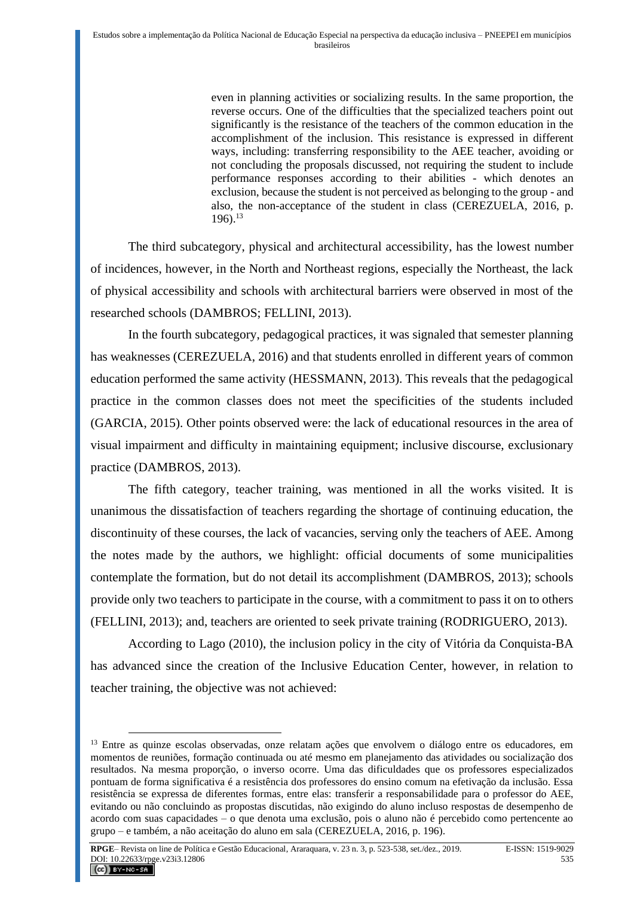> even in planning activities or socializing results. In the same proportion, the reverse occurs. One of the difficulties that the specialized teachers point out significantly is the resistance of the teachers of the common education in the accomplishment of the inclusion. This resistance is expressed in different ways, including: transferring responsibility to the AEE teacher, avoiding or not concluding the proposals discussed, not requiring the student to include performance responses according to their abilities - which denotes an exclusion, because the student is not perceived as belonging to the group - and also, the non-acceptance of the student in class (CEREZUELA, 2016, p. 196).[13]

The third subcategory, physical and architectural accessibility, has the lowest number of incidences, however, in the North and Northeast regions, especially the Northeast, the lack of physical accessibility and schools with architectural barriers were observed in most of the researched schools (DAMBROS; FELLINI, 2013).

In the fourth subcategory, pedagogical practices, it was signaled that semester planning has weaknesses (CEREZUELA, 2016) and that students enrolled in different years of common education performed the same activity (HESSMANN, 2013). This reveals that the pedagogical practice in the common classes does not meet the specificities of the students included (GARCIA, 2015). Other points observed were: the lack of educational resources in the area of visual impairment and difficulty in maintaining equipment; inclusive discourse, exclusionary practice (DAMBROS, 2013).

The fifth category, teacher training, was mentioned in all the works visited. It is unanimous the dissatisfaction of teachers regarding the shortage of continuing education, the discontinuity of these courses, the lack of vacancies, serving only the teachers of AEE. Among the notes made by the authors, we highlight: official documents of some municipalities contemplate the formation, but do not detail its accomplishment (DAMBROS, 2013); schools provide only two teachers to participate in the course, with a commitment to pass it on to others (FELLINI, 2013); and, teachers are oriented to seek private training (RODRIGUERO, 2013).

According to Lago (2010), the inclusion policy in the city of Vitória da Conquista-BA has advanced since the creation of the Inclusive Education Center, however, in relation to teacher training, the objective was not achieved:

---

[13] Entre as quinze escolas observadas, onze relatam ações que envolvem o diálogo entre os educadores, em momentos de reuniões, formação continuada ou até mesmo em planejamento das atividades ou socialização dos resultados. Na mesma proporção, o inverso ocorre. Uma das dificuldades que os professores especializados pontuam de forma significativa é a resistência dos professores do ensino comum na efetivação da inclusão. Essa resistência se expressa de diferentes formas, entre elas: transferir a responsabilidade para o professor do AEE, evitando ou não concluindo as propostas discutidas, não exigindo do aluno incluso respostas de desempenho de acordo com suas capacidades – o que denota uma exclusão, pois o aluno não é percebido como pertencente ao grupo – e também, a não aceitação do aluno em sala (CEREZUELA, 2016, p. 196).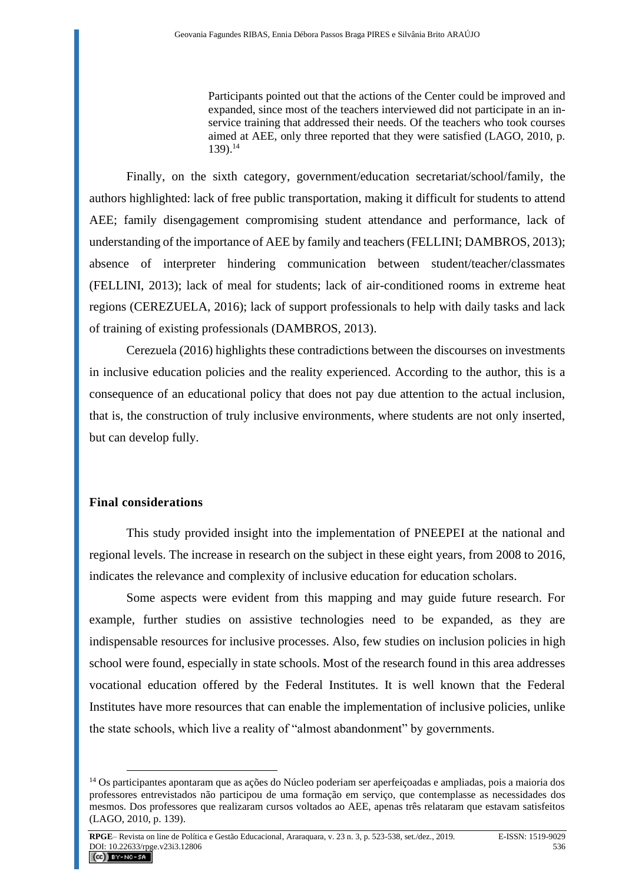> Participants pointed out that the actions of the Center could be improved and expanded, since most of the teachers interviewed did not participate in an in-service training that addressed their needs. Of the teachers who took courses aimed at AEE, only three reported that they were satisfied (LAGO, 2010, p. 139).[14]

Finally, on the sixth category, government/education secretariat/school/family, the authors highlighted: lack of free public transportation, making it difficult for students to attend AEE; family disengagement compromising student attendance and performance, lack of understanding of the importance of AEE by family and teachers (FELLINI; DAMBROS, 2013); absence of interpreter hindering communication between student/teacher/classmates (FELLINI, 2013); lack of meal for students; lack of air-conditioned rooms in extreme heat regions (CEREZUELA, 2016); lack of support professionals to help with daily tasks and lack of training of existing professionals (DAMBROS, 2013).

Cerezuela (2016) highlights these contradictions between the discourses on investments in inclusive education policies and the reality experienced. According to the author, this is a consequence of an educational policy that does not pay due attention to the actual inclusion, that is, the construction of truly inclusive environments, where students are not only inserted, but can develop fully.

## Final considerations

This study provided insight into the implementation of PNEEPEI at the national and regional levels. The increase in research on the subject in these eight years, from 2008 to 2016, indicates the relevance and complexity of inclusive education for education scholars.

Some aspects were evident from this mapping and may guide future research. For example, further studies on assistive technologies need to be expanded, as they are indispensable resources for inclusive processes. Also, few studies on inclusion policies in high school were found, especially in state schools. Most of the research found in this area addresses vocational education offered by the Federal Institutes. It is well known that the Federal Institutes have more resources that can enable the implementation of inclusive policies, unlike the state schools, which live a reality of "almost abandonment" by governments.

---

[14] Os participantes apontaram que as ações do Núcleo poderiam ser aperfeiçoadas e ampliadas, pois a maioria dos professores entrevistados não participou de uma formação em serviço, que contemplasse as necessidades dos mesmos. Dos professores que realizaram cursos voltados ao AEE, apenas três relataram que estavam satisfeitos (LAGO, 2010, p. 139).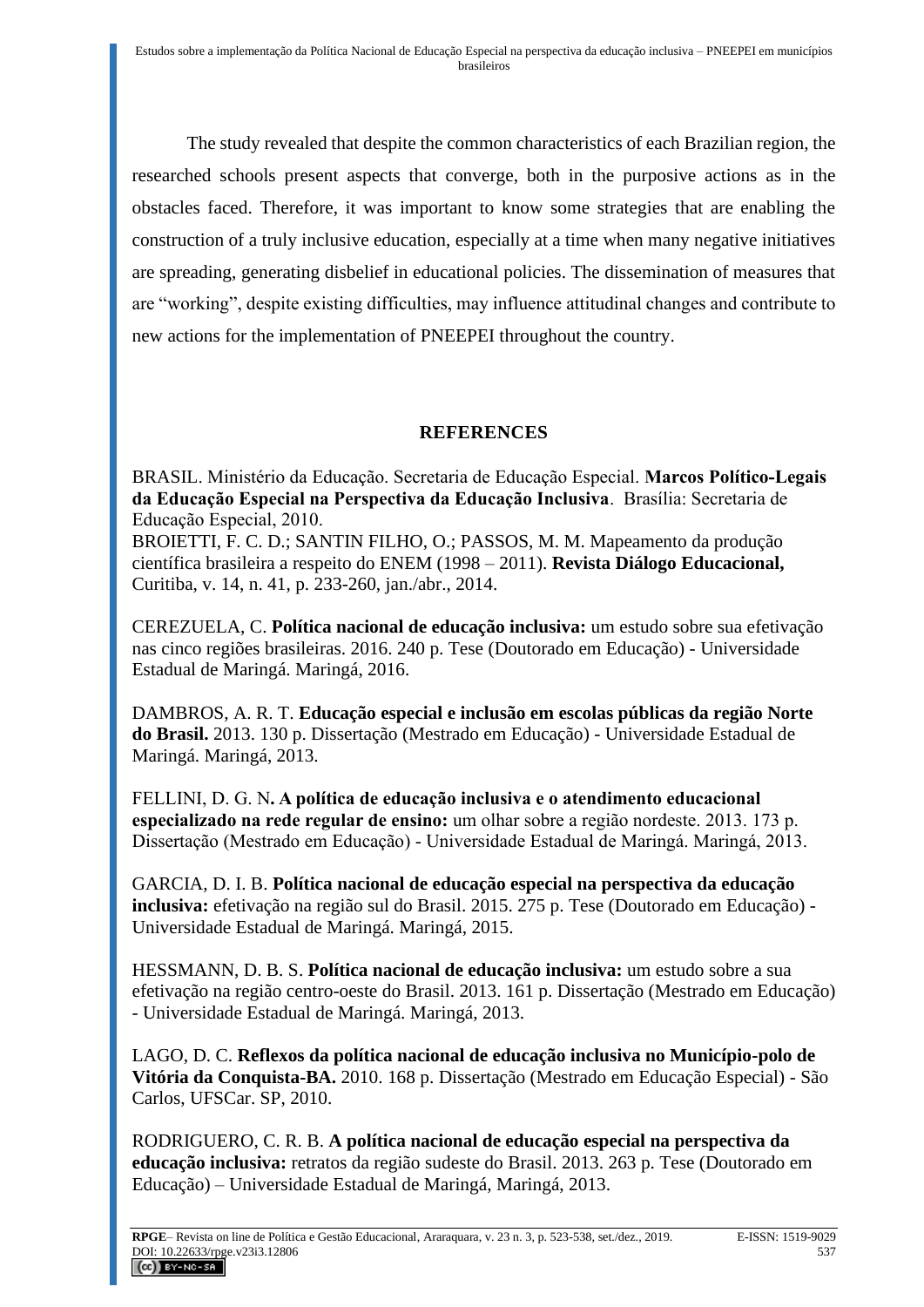The study revealed that despite the common characteristics of each Brazilian region, the researched schools present aspects that converge, both in the purposive actions as in the obstacles faced. Therefore, it was important to know some strategies that are enabling the construction of a truly inclusive education, especially at a time when many negative initiatives are spreading, generating disbelief in educational policies. The dissemination of measures that are "working", despite existing difficulties, may influence attitudinal changes and contribute to new actions for the implementation of PNEEPEI throughout the country.

## REFERENCES

BRASIL. Ministério da Educação. Secretaria de Educação Especial. **Marcos Político-Legais da Educação Especial na Perspectiva da Educação Inclusiva**. Brasília: Secretaria de Educação Especial, 2010.

BROIETTI, F. C. D.; SANTIN FILHO, O.; PASSOS, M. M. Mapeamento da produção científica brasileira a respeito do ENEM (1998 – 2011). **Revista Diálogo Educacional,** Curitiba, v. 14, n. 41, p. 233-260, jan./abr., 2014.

CEREZUELA, C. **Política nacional de educação inclusiva:** um estudo sobre sua efetivação nas cinco regiões brasileiras. 2016. 240 p. Tese (Doutorado em Educação) - Universidade Estadual de Maringá. Maringá, 2016.

DAMBROS, A. R. T. **Educação especial e inclusão em escolas públicas da região Norte do Brasil.** 2013. 130 p. Dissertação (Mestrado em Educação) - Universidade Estadual de Maringá. Maringá, 2013.

FELLINI, D. G. N**. A política de educação inclusiva e o atendimento educacional especializado na rede regular de ensino:** um olhar sobre a região nordeste. 2013. 173 p. Dissertação (Mestrado em Educação) - Universidade Estadual de Maringá. Maringá, 2013.

GARCIA, D. I. B. **Política nacional de educação especial na perspectiva da educação inclusiva:** efetivação na região sul do Brasil. 2015. 275 p. Tese (Doutorado em Educação) - Universidade Estadual de Maringá. Maringá, 2015.

HESSMANN, D. B. S. **Política nacional de educação inclusiva:** um estudo sobre a sua efetivação na região centro-oeste do Brasil. 2013. 161 p. Dissertação (Mestrado em Educação) - Universidade Estadual de Maringá. Maringá, 2013.

LAGO, D. C. **Reflexos da política nacional de educação inclusiva no Município-polo de Vitória da Conquista-BA.** 2010. 168 p. Dissertação (Mestrado em Educação Especial) - São Carlos, UFSCar. SP, 2010.

RODRIGUERO, C. R. B. **A política nacional de educação especial na perspectiva da educação inclusiva:** retratos da região sudeste do Brasil. 2013. 263 p. Tese (Doutorado em Educação) – Universidade Estadual de Maringá, Maringá, 2013.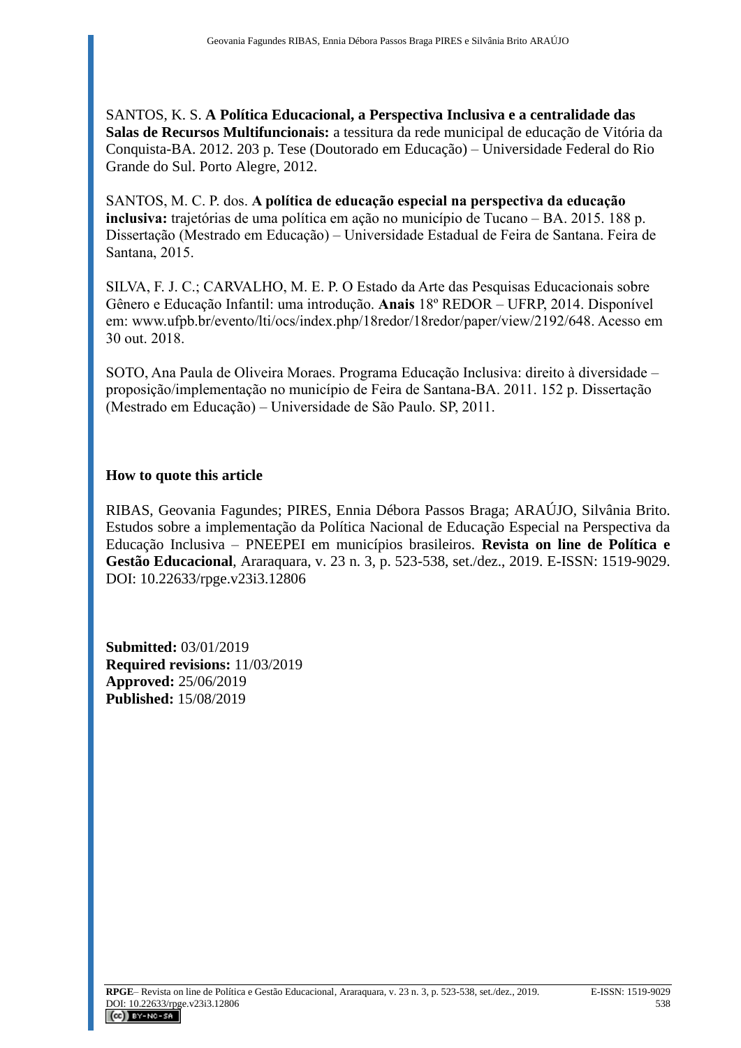SANTOS, K. S. **A Política Educacional, a Perspectiva Inclusiva e a centralidade das Salas de Recursos Multifuncionais:** a tessitura da rede municipal de educação de Vitória da Conquista-BA. 2012. 203 p. Tese (Doutorado em Educação) – Universidade Federal do Rio Grande do Sul. Porto Alegre, 2012.

SANTOS, M. C. P. dos. **A política de educação especial na perspectiva da educação inclusiva:** trajetórias de uma política em ação no município de Tucano – BA. 2015. 188 p. Dissertação (Mestrado em Educação) – Universidade Estadual de Feira de Santana. Feira de Santana, 2015.

SILVA, F. J. C.; CARVALHO, M. E. P. O Estado da Arte das Pesquisas Educacionais sobre Gênero e Educação Infantil: uma introdução. **Anais** 18º REDOR – UFRP, 2014. Disponível em: www.ufpb.br/evento/lti/ocs/index.php/18redor/18redor/paper/view/2192/648. Acesso em 30 out. 2018.

SOTO, Ana Paula de Oliveira Moraes. Programa Educação Inclusiva: direito à diversidade – proposição/implementação no município de Feira de Santana-BA. 2011. 152 p. Dissertação (Mestrado em Educação) – Universidade de São Paulo. SP, 2011.

### How to quote this article

RIBAS, Geovania Fagundes; PIRES, Ennia Débora Passos Braga; ARAÚJO, Silvânia Brito. Estudos sobre a implementação da Política Nacional de Educação Especial na Perspectiva da Educação Inclusiva – PNEEPEI em municípios brasileiros. **Revista on line de Política e Gestão Educacional**, Araraquara, v. 23 n. 3, p. 523-538, set./dez., 2019. E-ISSN: 1519-9029. DOI: 10.22633/rpge.v23i3.12806

**Submitted:** 03/01/2019
**Required revisions:** 11/03/2019
**Approved:** 25/06/2019
**Published:** 15/08/2019